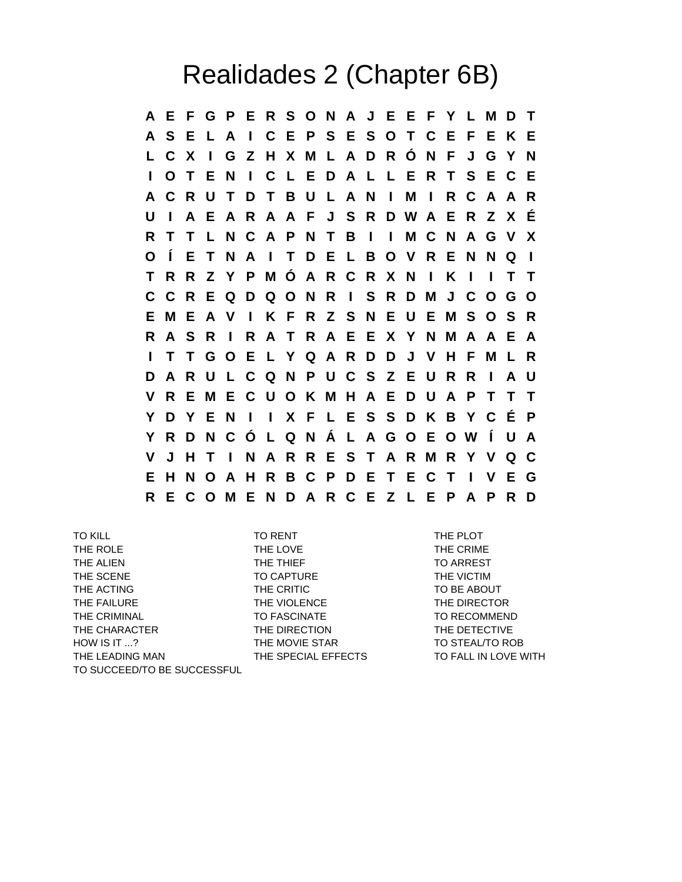# Realidades 2 (Chapter 6B)

```
A E F G P E R S O N A J E E F Y L M D T
A S E L A I C E P S E S O T C E F E K E
L C X I G Z H X M L A D R Ó N F J G Y N
I O T E N I C L E D A L L E R T S E C E
A C R U T D T B U L A N I M I R C A A R
U I A E A R A A F J S R D W A E R Z X É
R T T L N C A P N T B I I M C N A G V X
O Í E T N A I T D E L B O V R E N N Q I
T R R Z Y P M Ó A R C R X N I K I I T T
C C R E Q D Q O N R I S R D M J C O G O
E M E A V I K F R Z S N E U E M S O S R
R A S R I R A T R A E E X Y N M A A E A
I T T G O E L Y Q A R D D J V H F M L R
D A R U L C Q N P U C S Z E U R R I A U
V R E M E C U O K M H A E D U A P T T T
Y D Y E N I I X F L E S S D K B Y C É P
Y R D N C Ó L Q N Á L A G O E O W Í U A
V J H T I N A R R E S T A R M R Y V Q C
E H N O A H R B C P D E T E C T I V E G
R E C O M E N D A R C E Z L E P A P R D
```

| | | |
|---|---|---|
| TO KILL | TO RENT | THE PLOT |
| THE ROLE | THE LOVE | THE CRIME |
| THE ALIEN | THE THIEF | TO ARREST |
| THE SCENE | TO CAPTURE | THE VICTIM |
| THE ACTING | THE CRITIC | TO BE ABOUT |
| THE FAILURE | THE VIOLENCE | THE DIRECTOR |
| THE CRIMINAL | TO FASCINATE | TO RECOMMEND |
| THE CHARACTER | THE DIRECTION | THE DETECTIVE |
| HOW IS IT ...? | THE MOVIE STAR | TO STEAL/TO ROB |
| THE LEADING MAN | THE SPECIAL EFFECTS | TO FALL IN LOVE WITH |
| TO SUCCEED/TO BE SUCCESSFUL | | |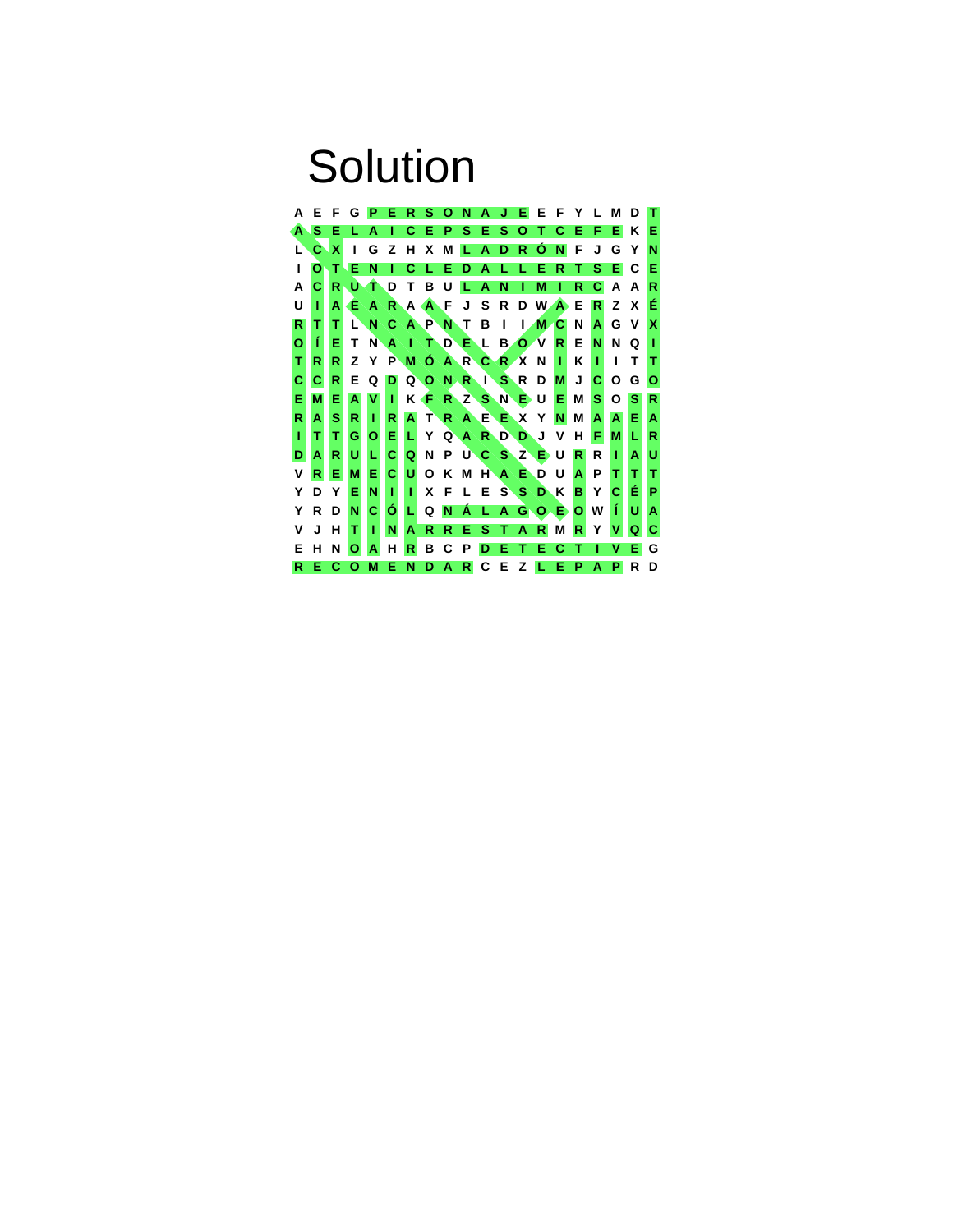# Solution

```
A E F G P E R S O N A J E E F Y L M D T
A S E L A I C E P S E S O T C E F E K E
L C X I G Z H X M L A D R Ó N F J G Y N
I O T E N I C L E D A L L E R T S E C E
A C R U T D T B U L A N I M I R C A A R
U I A E A R A A F J S R D W A E R Z X É
R T T L N C A P N T B I I M C N A G V X
O Í E T N A I T D E L B O V R E N N Q I
T R R Z Y P M Ó A R C R X N I K I I T T
C C R E Q D Q O N R I S R D M J C O G O
E M E A V I K F R Z S N E U E M S O S R
R A S R I R A T R A E E X Y N M A A E A
I T T G O E L Y Q A R D D J V H F M L R
D A R U L C Q N P U C S Z E U R R I A U
V R E M E C U O K M H A E D U A P T T T
Y D Y E N I I X F L E S S D K B Y C É P
Y R D N C Ó L Q N Á L A G O E O W Í U A
V J H T I N A R R E S T A R M R Y V Q C
E H N O A H R B C P D E T E C T I V E G
R E C O M E N D A R C E Z L E P A P R D
```